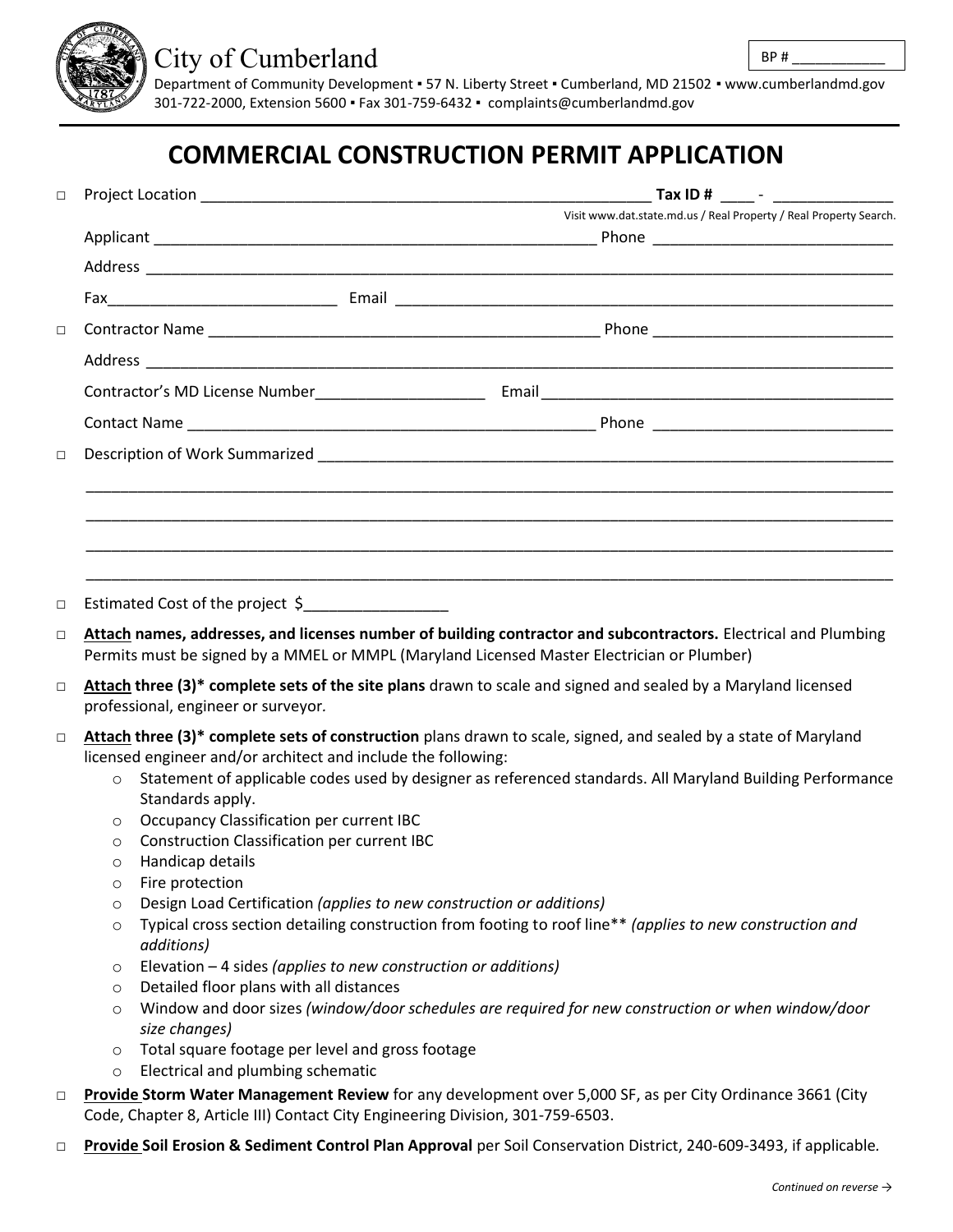City of Cumberland

BP # ___________

Department of Community Development ▪ 57 N. Liberty Street ▪ Cumberland, MD 21502 ▪ www.cumberlandmd.gov
301-722-2000, Extension 5600 ▪ Fax 301-759-6432 ▪ complaints@cumberlandmd.gov

# COMMERCIAL CONSTRUCTION PERMIT APPLICATION

□ Project Location ______________________________________________________ **Tax ID #** ____ - _____________

Visit www.dat.state.md.us / Real Property / Real Property Search.

Applicant ____________________________________________________ Phone ____________________________

Address ________________________________________________________________________________________

Fax__________________________ Email _____________________________________________________________

□ Contractor Name _______________________________________________ Phone ___________________________

Address ________________________________________________________________________________________

Contractor's MD License Number___________________ Email ________________________________________

Contact Name _______________________________________________ Phone ____________________________

□ Description of Work Summarized ______________________________________________________________

_____________________________________________________________________________________________

_____________________________________________________________________________________________

_____________________________________________________________________________________________

_____________________________________________________________________________________________

□ Estimated Cost of the project $________________

□ **Attach names, addresses, and licenses number of building contractor and subcontractors.** Electrical and Plumbing Permits must be signed by a MMEL or MMPL (Maryland Licensed Master Electrician or Plumber)

□ **Attach three (3)* complete sets of the site plans** drawn to scale and signed and sealed by a Maryland licensed professional, engineer or surveyor.

□ **Attach three (3)* complete sets of construction** plans drawn to scale, signed, and sealed by a state of Maryland licensed engineer and/or architect and include the following:

- Statement of applicable codes used by designer as referenced standards. All Maryland Building Performance Standards apply.
- Occupancy Classification per current IBC
- Construction Classification per current IBC
- Handicap details
- Fire protection
- Design Load Certification *(applies to new construction or additions)*
- Typical cross section detailing construction from footing to roof line** *(applies to new construction and additions)*
- Elevation – 4 sides *(applies to new construction or additions)*
- Detailed floor plans with all distances
- Window and door sizes *(window/door schedules are required for new construction or when window/door size changes)*
- Total square footage per level and gross footage
- Electrical and plumbing schematic

□ **Provide Storm Water Management Review** for any development over 5,000 SF, as per City Ordinance 3661 (City Code, Chapter 8, Article III) Contact City Engineering Division, 301-759-6503.

□ **Provide Soil Erosion & Sediment Control Plan Approval** per Soil Conservation District, 240-609-3493, if applicable.

*Continued on reverse →*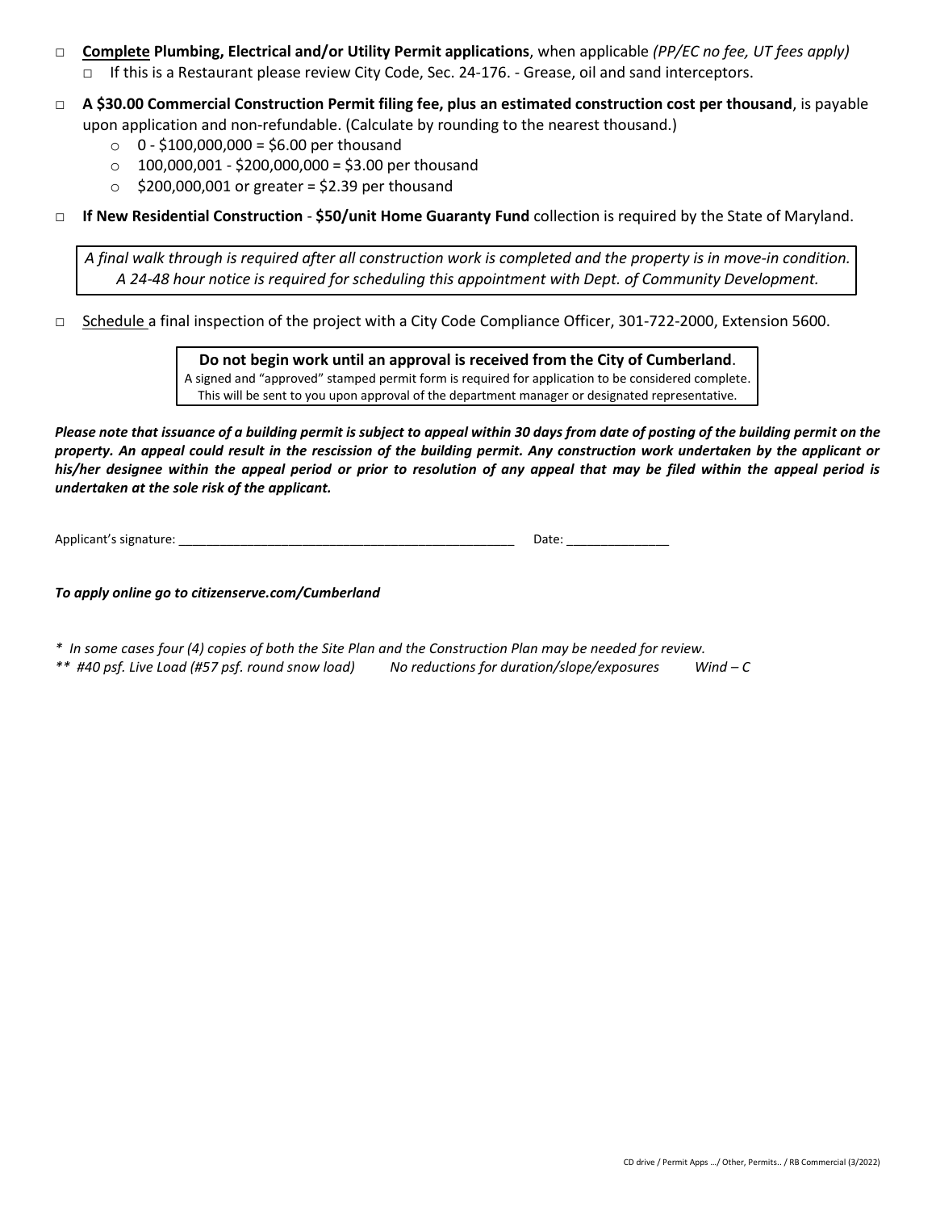- □ **Complete Plumbing, Electrical and/or Utility Permit applications**, when applicable *(PP/EC no fee, UT fees apply)*
  - □ If this is a Restaurant please review City Code, Sec. 24-176. - Grease, oil and sand interceptors.
- □ **A $30.00 Commercial Construction Permit filing fee, plus an estimated construction cost per thousand**, is payable upon application and non-refundable. (Calculate by rounding to the nearest thousand.)
  - 0 - $100,000,000 = $6.00 per thousand
  - 100,000,001 - $200,000,000 = $3.00 per thousand
  - $200,000,001 or greater = $2.39 per thousand
- □ **If New Residential Construction** - **$50/unit Home Guaranty Fund** collection is required by the State of Maryland.

*A final walk through is required after all construction work is completed and the property is in move-in condition. A 24-48 hour notice is required for scheduling this appointment with Dept. of Community Development.*

- □ Schedule a final inspection of the project with a City Code Compliance Officer, 301-722-2000, Extension 5600.

**Do not begin work until an approval is received from the City of Cumberland**.
A signed and "approved" stamped permit form is required for application to be considered complete.
This will be sent to you upon approval of the department manager or designated representative.

***Please note that issuance of a building permit is subject to appeal within 30 days from date of posting of the building permit on the property. An appeal could result in the rescission of the building permit. Any construction work undertaken by the applicant or his/her designee within the appeal period or prior to resolution of any appeal that may be filed within the appeal period is undertaken at the sole risk of the applicant.***

Applicant's signature: _________________________________________________ Date: ______________

***To apply online go to citizenserve.com/Cumberland***

*\* In some cases four (4) copies of both the Site Plan and the Construction Plan may be needed for review.*
*\*\* #40 psf. Live Load (#57 psf. round snow load) No reductions for duration/slope/exposures Wind – C*

CD drive / Permit Apps …/ Other, Permits.. / RB Commercial (3/2022)